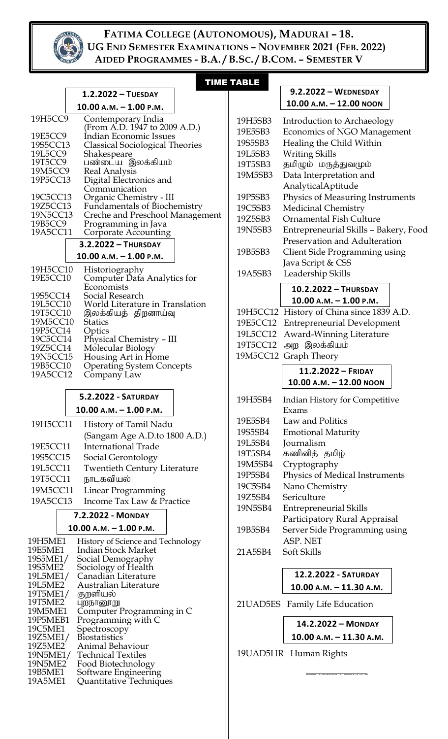# FATIMA COLLEGE (AUTONOMOUS), MADURAI – 18.
## UG END SEMESTER EXAMINATIONS – NOVEMBER 2021 (FEB. 2022)
## AIDED PROGRAMMES - B.A. / B.SC. / B.COM. – SEMESTER V

### TIME TABLE

**1.2.2022 – TUESDAY**
**10.00 A.M. – 1.00 P.M.**

| Code | Subject |
|---|---|
| 19H5CC9 | Contemporary India (From A.D. 1947 to 2009 A.D.) |
| 19E5CC9 | Indian Economic Issues |
| 19S5CC13 | Classical Sociological Theories |
| 19L5CC9 | Shakespeare |
| 19T5CC9 | பண்டைய இலக்கியம் |
| 19M5CC9 | Real Analysis |
| 19P5CC13 | Digital Electronics and Communication |
| 19C5CC13 | Organic Chemistry - III |
| 19Z5CC13 | Fundamentals of Biochemistry |
| 19N5CC13 | Creche and Preschool Management |
| 19B5CC9 | Programming in Java |
| 19A5CC11 | Corporate Accounting |

**3.2.2022 – THURSDAY**
**10.00 A.M. – 1.00 P.M.**

| Code | Subject |
|---|---|
| 19H5CC10 | Historiography |
| 19E5CC10 | Computer Data Analytics for Economists |
| 19S5CC14 | Social Research |
| 19L5CC10 | World Literature in Translation |
| 19T5CC10 | இலக்கியத் திறனாய்வு |
| 19M5CC10 | Statics |
| 19P5CC14 | Optics |
| 19C5CC14 | Physical Chemistry – III |
| 19Z5CC14 | Molecular Biology |
| 19N5CC15 | Housing Art in Home |
| 19B5CC10 | Operating System Concepts |
| 19A5CC12 | Company Law |

**5.2.2022 - SATURDAY**
**10.00 A.M. – 1.00 P.M.**

| Code | Subject |
|---|---|
| 19H5CC11 | History of Tamil Nadu (Sangam Age A.D.to 1800 A.D.) |
| 19E5CC11 | International Trade |
| 19S5CC15 | Social Gerontology |
| 19L5CC11 | Twentieth Century Literature |
| 19T5CC11 | நாடகவியல் |
| 19M5CC11 | Linear Programming |
| 19A5CC13 | Income Tax Law & Practice |

**7.2.2022 - MONDAY**
**10.00 A.M. – 1.00 P.M.**

| Code | Subject |
|---|---|
| 19H5ME1 | History of Science and Technology |
| 19E5ME1 | Indian Stock Market |
| 19S5ME1/ 19S5ME2 | Social Demography / Sociology of Health |
| 19L5ME1/ 19L5ME2 | Canadian Literature / Australian Literature |
| 19T5ME1/ 19T5ME2 | குறளியல் / புறநானூறு |
| 19M5ME1 | Computer Programming in C |
| 19P5MEB1 | Programming with C |
| 19C5ME1 | Spectroscopy |
| 19Z5ME1/ 19Z5ME2 | Biostatistics / Animal Behaviour |
| 19N5ME1/ 19N5ME2 | Technical Textiles / Food Biotechnology |
| 19B5ME1 | Software Engineering |
| 19A5ME1 | Quantitative Techniques |

**9.2.2022 – WEDNESDAY**
**10.00 A.M. – 12.00 NOON**

| Code | Subject |
|---|---|
| 19H5SB3 | Introduction to Archaeology |
| 19E5SB3 | Economics of NGO Management |
| 19S5SB3 | Healing the Child Within |
| 19L5SB3 | Writing Skills |
| 19T5SB3 | தமிழும் மருத்துவமும் |
| 19M5SB3 | Data Interpretation and AnalyticalAptitude |
| 19P5SB3 | Physics of Measuring Instruments |
| 19C5SB3 | Medicinal Chemistry |
| 19Z5SB3 | Ornamental Fish Culture |
| 19N5SB3 | Entrepreneurial Skills – Bakery, Food Preservation and Adulteration |
| 19B5SB3 | Client Side Programming using Java Script & CSS |
| 19A5SB3 | Leadership Skills |

**10.2.2022 – THURSDAY**
**10.00 A.M. – 1.00 P.M.**

| Code | Subject |
|---|---|
| 19H5CC12 | History of China since 1839 A.D. |
| 19E5CC12 | Entrepreneurial Development |
| 19L5CC12 | Award-Winning Literature |
| 19T5CC12 | அற இலக்கியம் |
| 19M5CC12 | Graph Theory |

**11.2.2022 – FRIDAY**
**10.00 A.M. – 12.00 NOON**

| Code | Subject |
|---|---|
| 19H5SB4 | Indian History for Competitive Exams |
| 19E5SB4 | Law and Politics |
| 19S5SB4 | Emotional Maturity |
| 19L5SB4 | Journalism |
| 19T5SB4 | கணினித் தமிழ் |
| 19M5SB4 | Cryptography |
| 19P5SB4 | Physics of Medical Instruments |
| 19C5SB4 | Nano Chemistry |
| 19Z5SB4 | Sericulture |
| 19N5SB4 | Entrepreneurial Skills Participatory Rural Appraisal |
| 19B5SB4 | Server Side Programming using ASP. NET |
| 21A5SB4 | Soft Skills |

**12.2.2022 - SATURDAY**
**10.00 A.M. – 11.30 A.M.**

| Code | Subject |
|---|---|
| 21UAD5ES | Family Life Education |

**14.2.2022 – MONDAY**
**10.00 A.M. – 11.30 A.M.**

| Code | Subject |
|---|---|
| 19UAD5HR | Human Rights |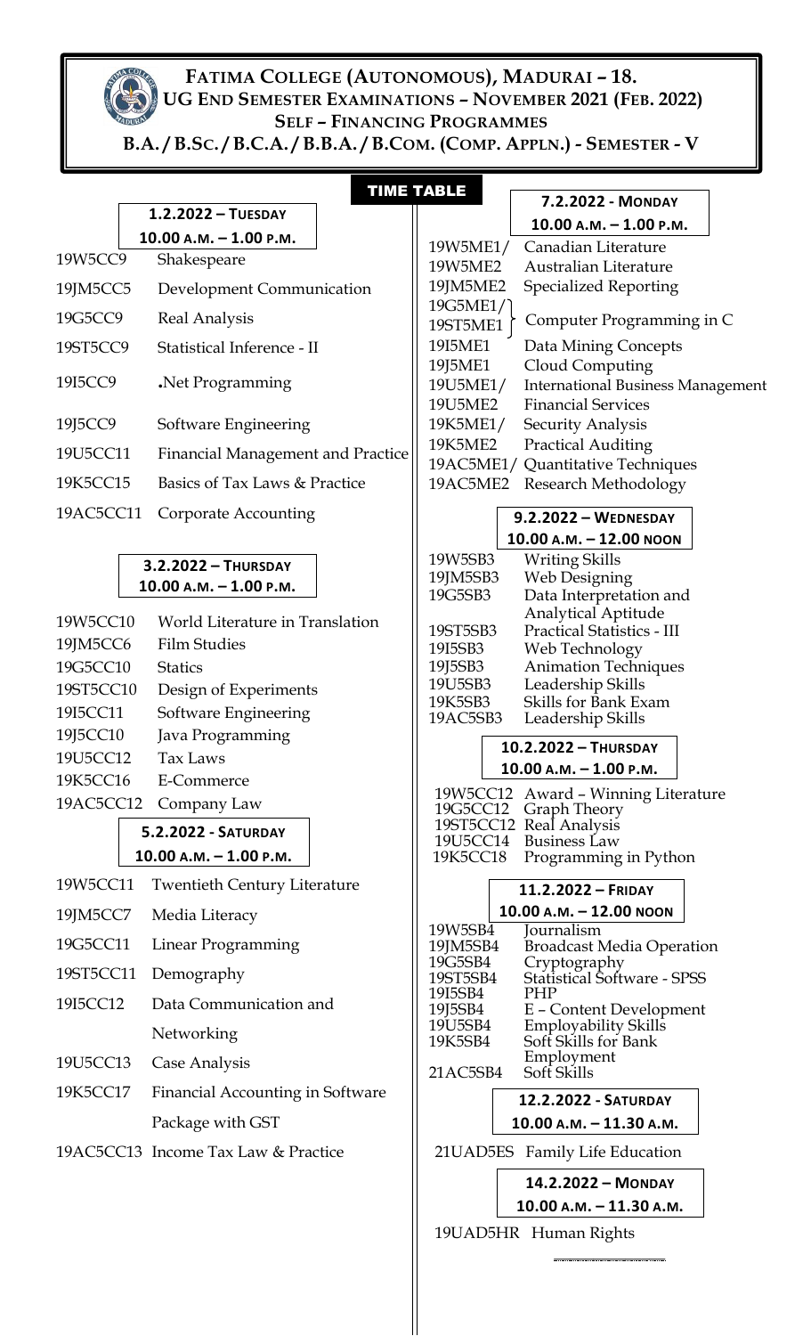# FATIMA COLLEGE (AUTONOMOUS), MADURAI – 18.
## UG END SEMESTER EXAMINATIONS – NOVEMBER 2021 (FEB. 2022)
## SELF – FINANCING PROGRAMMES
## B.A. / B.SC. / B.C.A. / B.B.A. / B.COM. (COMP. APPLN.) - SEMESTER - V

### TIME TABLE

**1.2.2022 – TUESDAY**
**10.00 A.M. – 1.00 P.M.**

| | |
|---|---|
| 19W5CC9 | Shakespeare |
| 19JM5CC5 | Development Communication |
| 19G5CC9 | Real Analysis |
| 19ST5CC9 | Statistical Inference - II |
| 19I5CC9 | .Net Programming |
| 19J5CC9 | Software Engineering |
| 19U5CC11 | Financial Management and Practice |
| 19K5CC15 | Basics of Tax Laws & Practice |
| 19AC5CC11 | Corporate Accounting |

**3.2.2022 – THURSDAY**
**10.00 A.M. – 1.00 P.M.**

| | |
|---|---|
| 19W5CC10 | World Literature in Translation |
| 19JM5CC6 | Film Studies |
| 19G5CC10 | Statics |
| 19ST5CC10 | Design of Experiments |
| 19I5CC11 | Software Engineering |
| 19J5CC10 | Java Programming |
| 19U5CC12 | Tax Laws |
| 19K5CC16 | E-Commerce |
| 19AC5CC12 | Company Law |

**5.2.2022 - SATURDAY**
**10.00 A.M. – 1.00 P.M.**

| | |
|---|---|
| 19W5CC11 | Twentieth Century Literature |
| 19JM5CC7 | Media Literacy |
| 19G5CC11 | Linear Programming |
| 19ST5CC11 | Demography |
| 19I5CC12 | Data Communication and Networking |
| 19U5CC13 | Case Analysis |
| 19K5CC17 | Financial Accounting in Software Package with GST |
| 19AC5CC13 | Income Tax Law & Practice |

**7.2.2022 - MONDAY**
**10.00 A.M. – 1.00 P.M.**

| | |
|---|---|
| 19W5ME1/ | Canadian Literature |
| 19W5ME2 | Australian Literature |
| 19JM5ME2 | Specialized Reporting |
| 19G5ME1/ 19ST5ME1 | Computer Programming in C |
| 19I5ME1 | Data Mining Concepts |
| 19J5ME1 | Cloud Computing |
| 19U5ME1/ | International Business Management |
| 19U5ME2 | Financial Services |
| 19K5ME1/ | Security Analysis |
| 19K5ME2 | Practical Auditing |
| 19AC5ME1/ | Quantitative Techniques |
| 19AC5ME2 | Research Methodology |

**9.2.2022 – WEDNESDAY**
**10.00 A.M. – 12.00 NOON**

| | |
|---|---|
| 19W5SB3 | Writing Skills |
| 19JM5SB3 | Web Designing |
| 19G5SB3 | Data Interpretation and Analytical Aptitude |
| 19ST5SB3 | Practical Statistics - III |
| 19I5SB3 | Web Technology |
| 19J5SB3 | Animation Techniques |
| 19U5SB3 | Leadership Skills |
| 19K5SB3 | Skills for Bank Exam |
| 19AC5SB3 | Leadership Skills |

**10.2.2022 – THURSDAY**
**10.00 A.M. – 1.00 P.M.**

| | |
|---|---|
| 19W5CC12 | Award – Winning Literature |
| 19G5CC12 | Graph Theory |
| 19ST5CC12 | Real Analysis |
| 19U5CC14 | Business Law |
| 19K5CC18 | Programming in Python |

**11.2.2022 – FRIDAY**
**10.00 A.M. – 12.00 NOON**

| | |
|---|---|
| 19W5SB4 | Journalism |
| 19JM5SB4 | Broadcast Media Operation |
| 19G5SB4 | Cryptography |
| 19ST5SB4 | Statistical Software - SPSS |
| 19I5SB4 | PHP |
| 19J5SB4 | E – Content Development |
| 19U5SB4 | Employability Skills |
| 19K5SB4 | Soft Skills for Bank Employment |
| 21AC5SB4 | Soft Skills |

**12.2.2022 - SATURDAY**
**10.00 A.M. – 11.30 A.M.**

21UAD5ES Family Life Education

**14.2.2022 – MONDAY**
**10.00 A.M. – 11.30 A.M.**

19UAD5HR Human Rights